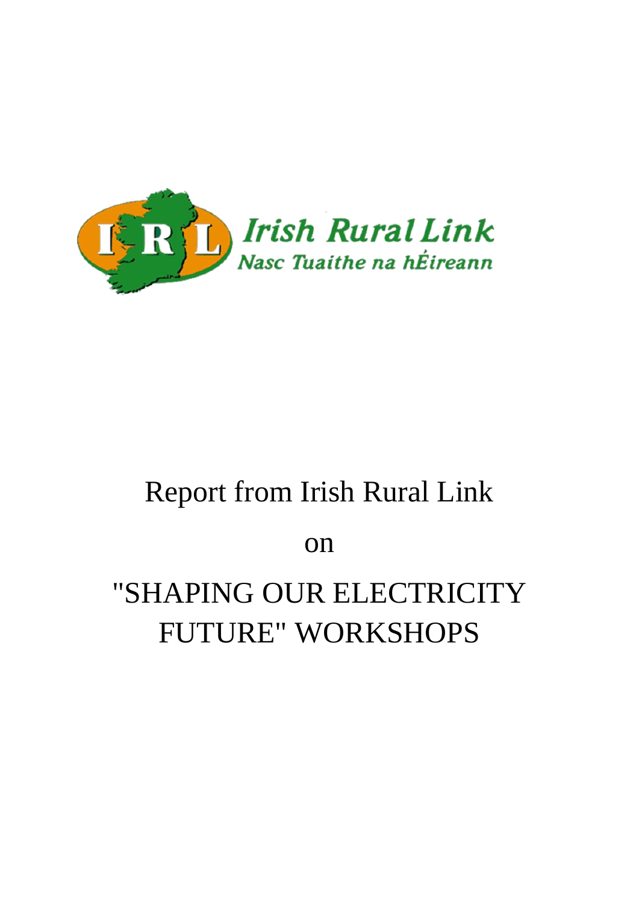Irish Rural Link

Nasc Tuaithe na hÉireann

# Report from Irish Rural Link

# on

# "SHAPING OUR ELECTRICITY FUTURE" WORKSHOPS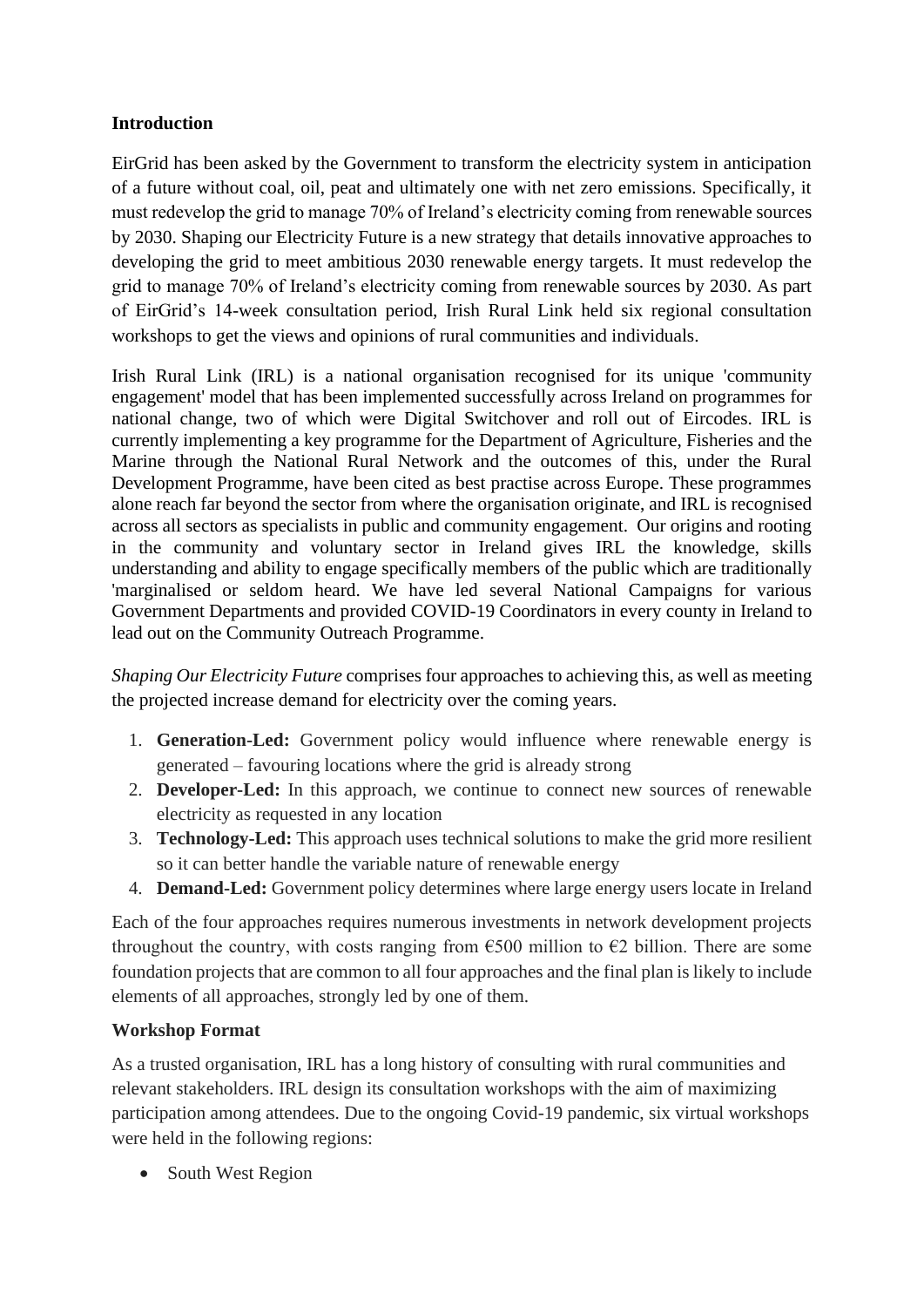**Introduction**

EirGrid has been asked by the Government to transform the electricity system in anticipation of a future without coal, oil, peat and ultimately one with net zero emissions. Specifically, it must redevelop the grid to manage 70% of Ireland's electricity coming from renewable sources by 2030. Shaping our Electricity Future is a new strategy that details innovative approaches to developing the grid to meet ambitious 2030 renewable energy targets. It must redevelop the grid to manage 70% of Ireland's electricity coming from renewable sources by 2030. As part of EirGrid's 14-week consultation period, Irish Rural Link held six regional consultation workshops to get the views and opinions of rural communities and individuals.

Irish Rural Link (IRL) is a national organisation recognised for its unique 'community engagement' model that has been implemented successfully across Ireland on programmes for national change, two of which were Digital Switchover and roll out of Eircodes. IRL is currently implementing a key programme for the Department of Agriculture, Fisheries and the Marine through the National Rural Network and the outcomes of this, under the Rural Development Programme, have been cited as best practise across Europe. These programmes alone reach far beyond the sector from where the organisation originate, and IRL is recognised across all sectors as specialists in public and community engagement. Our origins and rooting in the community and voluntary sector in Ireland gives IRL the knowledge, skills understanding and ability to engage specifically members of the public which are traditionally 'marginalised or seldom heard. We have led several National Campaigns for various Government Departments and provided COVID-19 Coordinators in every county in Ireland to lead out on the Community Outreach Programme.

*Shaping Our Electricity Future* comprises four approaches to achieving this, as well as meeting the projected increase demand for electricity over the coming years.

1. **Generation-Led:** Government policy would influence where renewable energy is generated – favouring locations where the grid is already strong
2. **Developer-Led:** In this approach, we continue to connect new sources of renewable electricity as requested in any location
3. **Technology-Led:** This approach uses technical solutions to make the grid more resilient so it can better handle the variable nature of renewable energy
4. **Demand-Led:** Government policy determines where large energy users locate in Ireland

Each of the four approaches requires numerous investments in network development projects throughout the country, with costs ranging from €500 million to €2 billion. There are some foundation projects that are common to all four approaches and the final plan is likely to include elements of all approaches, strongly led by one of them.

**Workshop Format**

As a trusted organisation, IRL has a long history of consulting with rural communities and relevant stakeholders. IRL design its consultation workshops with the aim of maximizing participation among attendees. Due to the ongoing Covid-19 pandemic, six virtual workshops were held in the following regions:

- South West Region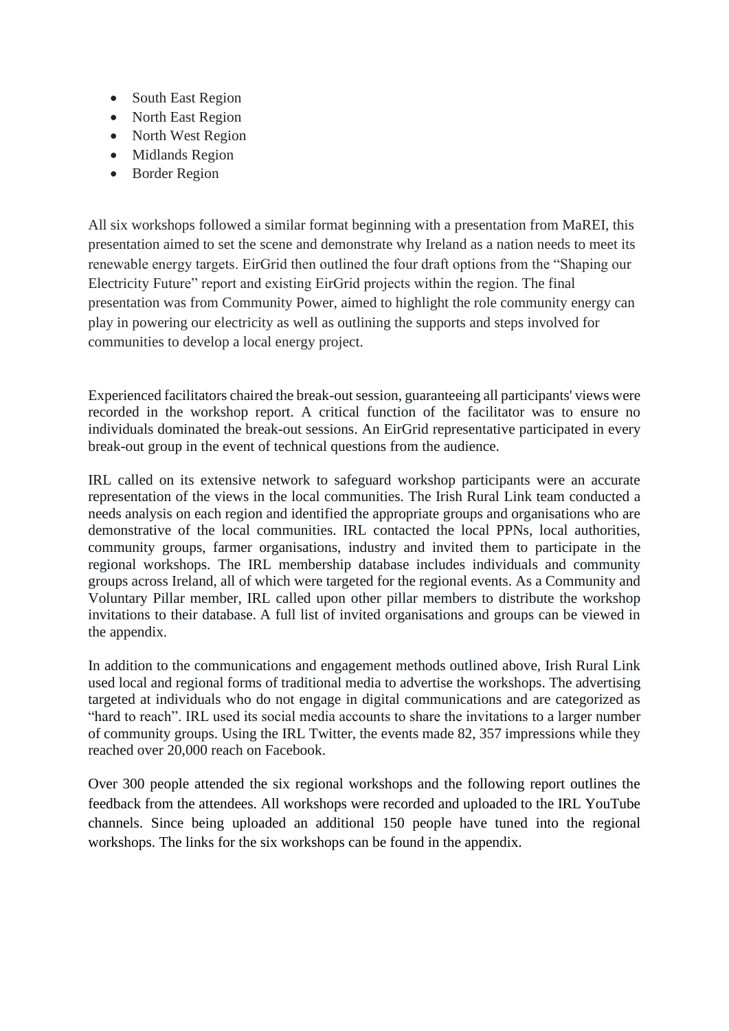- South East Region
- North East Region
- North West Region
- Midlands Region
- Border Region

All six workshops followed a similar format beginning with a presentation from MaREI, this presentation aimed to set the scene and demonstrate why Ireland as a nation needs to meet its renewable energy targets. EirGrid then outlined the four draft options from the "Shaping our Electricity Future" report and existing EirGrid projects within the region. The final presentation was from Community Power, aimed to highlight the role community energy can play in powering our electricity as well as outlining the supports and steps involved for communities to develop a local energy project.

Experienced facilitators chaired the break-out session, guaranteeing all participants' views were recorded in the workshop report. A critical function of the facilitator was to ensure no individuals dominated the break-out sessions. An EirGrid representative participated in every break-out group in the event of technical questions from the audience.

IRL called on its extensive network to safeguard workshop participants were an accurate representation of the views in the local communities. The Irish Rural Link team conducted a needs analysis on each region and identified the appropriate groups and organisations who are demonstrative of the local communities. IRL contacted the local PPNs, local authorities, community groups, farmer organisations, industry and invited them to participate in the regional workshops. The IRL membership database includes individuals and community groups across Ireland, all of which were targeted for the regional events. As a Community and Voluntary Pillar member, IRL called upon other pillar members to distribute the workshop invitations to their database. A full list of invited organisations and groups can be viewed in the appendix.

In addition to the communications and engagement methods outlined above, Irish Rural Link used local and regional forms of traditional media to advertise the workshops. The advertising targeted at individuals who do not engage in digital communications and are categorized as "hard to reach". IRL used its social media accounts to share the invitations to a larger number of community groups. Using the IRL Twitter, the events made 82, 357 impressions while they reached over 20,000 reach on Facebook.

Over 300 people attended the six regional workshops and the following report outlines the feedback from the attendees. All workshops were recorded and uploaded to the IRL YouTube channels. Since being uploaded an additional 150 people have tuned into the regional workshops. The links for the six workshops can be found in the appendix.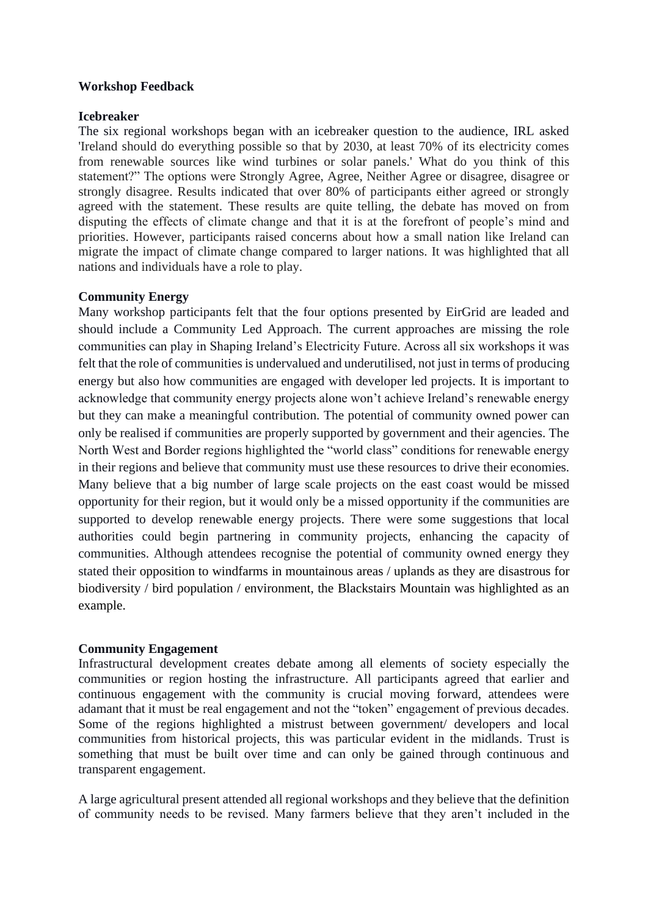**Workshop Feedback**

**Icebreaker**

The six regional workshops began with an icebreaker question to the audience, IRL asked 'Ireland should do everything possible so that by 2030, at least 70% of its electricity comes from renewable sources like wind turbines or solar panels.' What do you think of this statement?" The options were Strongly Agree, Agree, Neither Agree or disagree, disagree or strongly disagree. Results indicated that over 80% of participants either agreed or strongly agreed with the statement. These results are quite telling, the debate has moved on from disputing the effects of climate change and that it is at the forefront of people's mind and priorities. However, participants raised concerns about how a small nation like Ireland can migrate the impact of climate change compared to larger nations. It was highlighted that all nations and individuals have a role to play.

**Community Energy**

Many workshop participants felt that the four options presented by EirGrid are leaded and should include a Community Led Approach. The current approaches are missing the role communities can play in Shaping Ireland's Electricity Future. Across all six workshops it was felt that the role of communities is undervalued and underutilised, not just in terms of producing energy but also how communities are engaged with developer led projects. It is important to acknowledge that community energy projects alone won't achieve Ireland's renewable energy but they can make a meaningful contribution. The potential of community owned power can only be realised if communities are properly supported by government and their agencies. The North West and Border regions highlighted the "world class" conditions for renewable energy in their regions and believe that community must use these resources to drive their economies. Many believe that a big number of large scale projects on the east coast would be missed opportunity for their region, but it would only be a missed opportunity if the communities are supported to develop renewable energy projects. There were some suggestions that local authorities could begin partnering in community projects, enhancing the capacity of communities. Although attendees recognise the potential of community owned energy they stated their opposition to windfarms in mountainous areas / uplands as they are disastrous for biodiversity / bird population / environment, the Blackstairs Mountain was highlighted as an example.

**Community Engagement**

Infrastructural development creates debate among all elements of society especially the communities or region hosting the infrastructure. All participants agreed that earlier and continuous engagement with the community is crucial moving forward, attendees were adamant that it must be real engagement and not the "token" engagement of previous decades. Some of the regions highlighted a mistrust between government/ developers and local communities from historical projects, this was particular evident in the midlands. Trust is something that must be built over time and can only be gained through continuous and transparent engagement.

A large agricultural present attended all regional workshops and they believe that the definition of community needs to be revised. Many farmers believe that they aren't included in the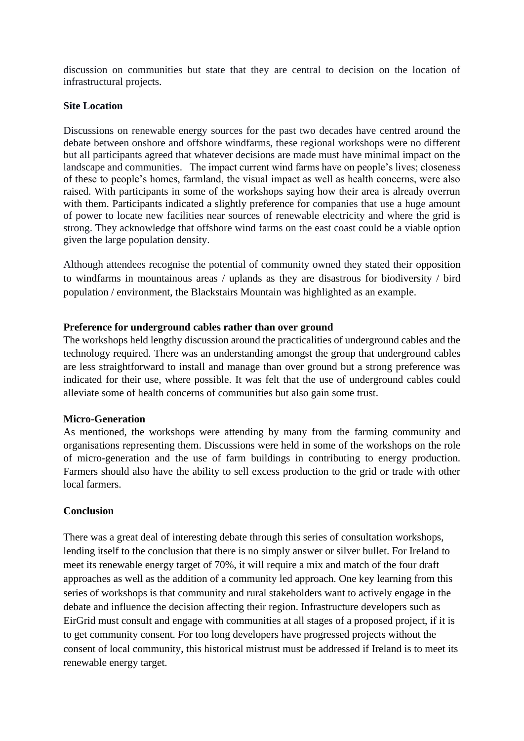discussion on communities but state that they are central to decision on the location of infrastructural projects.

**Site Location**

Discussions on renewable energy sources for the past two decades have centred around the debate between onshore and offshore windfarms, these regional workshops were no different but all participants agreed that whatever decisions are made must have minimal impact on the landscape and communities. The impact current wind farms have on people's lives; closeness of these to people's homes, farmland, the visual impact as well as health concerns, were also raised. With participants in some of the workshops saying how their area is already overrun with them. Participants indicated a slightly preference for companies that use a huge amount of power to locate new facilities near sources of renewable electricity and where the grid is strong. They acknowledge that offshore wind farms on the east coast could be a viable option given the large population density.

Although attendees recognise the potential of community owned they stated their opposition to windfarms in mountainous areas / uplands as they are disastrous for biodiversity / bird population / environment, the Blackstairs Mountain was highlighted as an example.

**Preference for underground cables rather than over ground**

The workshops held lengthy discussion around the practicalities of underground cables and the technology required. There was an understanding amongst the group that underground cables are less straightforward to install and manage than over ground but a strong preference was indicated for their use, where possible. It was felt that the use of underground cables could alleviate some of health concerns of communities but also gain some trust.

**Micro-Generation**

As mentioned, the workshops were attending by many from the farming community and organisations representing them. Discussions were held in some of the workshops on the role of micro-generation and the use of farm buildings in contributing to energy production. Farmers should also have the ability to sell excess production to the grid or trade with other local farmers.

**Conclusion**

There was a great deal of interesting debate through this series of consultation workshops, lending itself to the conclusion that there is no simply answer or silver bullet. For Ireland to meet its renewable energy target of 70%, it will require a mix and match of the four draft approaches as well as the addition of a community led approach. One key learning from this series of workshops is that community and rural stakeholders want to actively engage in the debate and influence the decision affecting their region. Infrastructure developers such as EirGrid must consult and engage with communities at all stages of a proposed project, if it is to get community consent. For too long developers have progressed projects without the consent of local community, this historical mistrust must be addressed if Ireland is to meet its renewable energy target.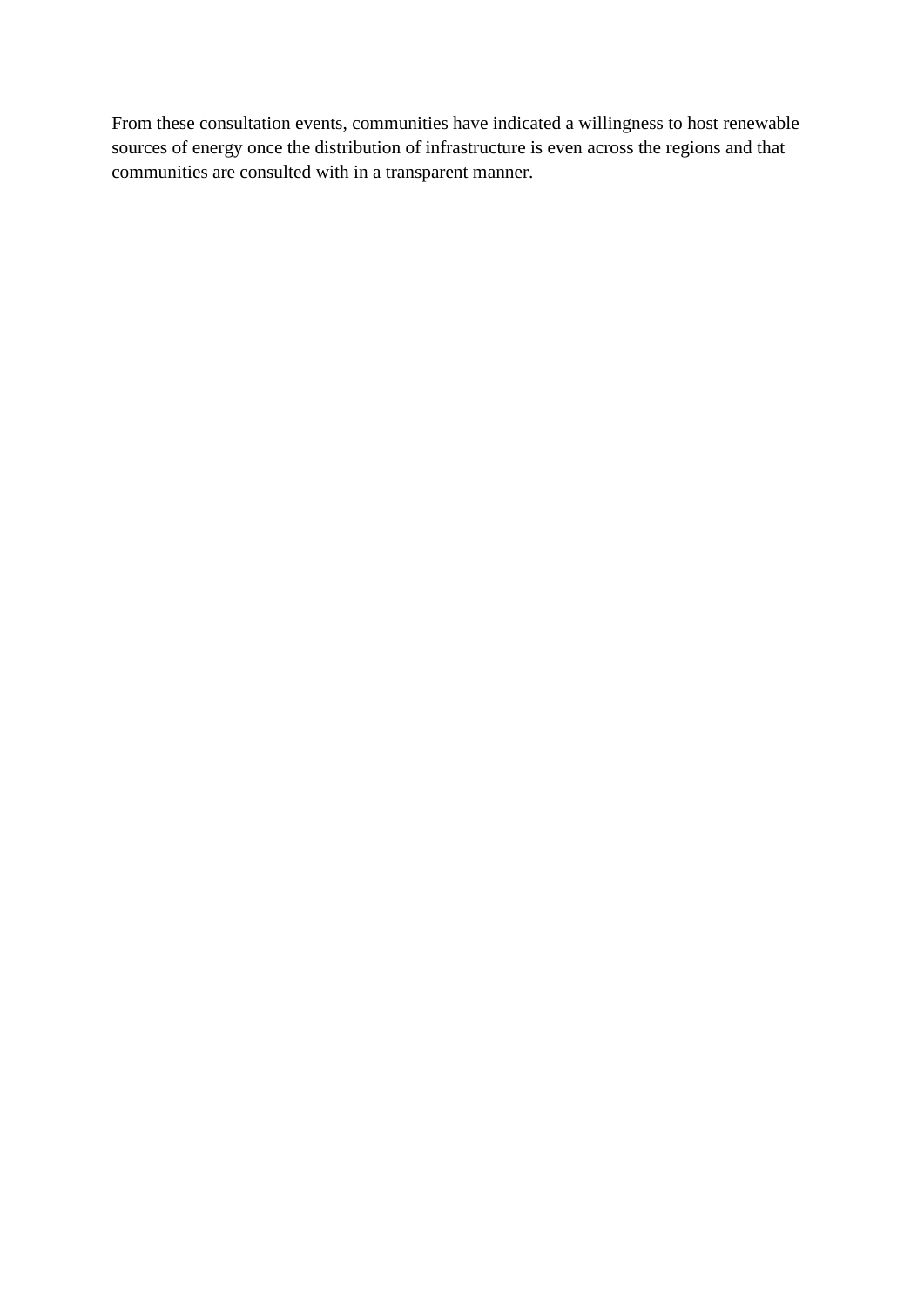From these consultation events, communities have indicated a willingness to host renewable sources of energy once the distribution of infrastructure is even across the regions and that communities are consulted with in a transparent manner.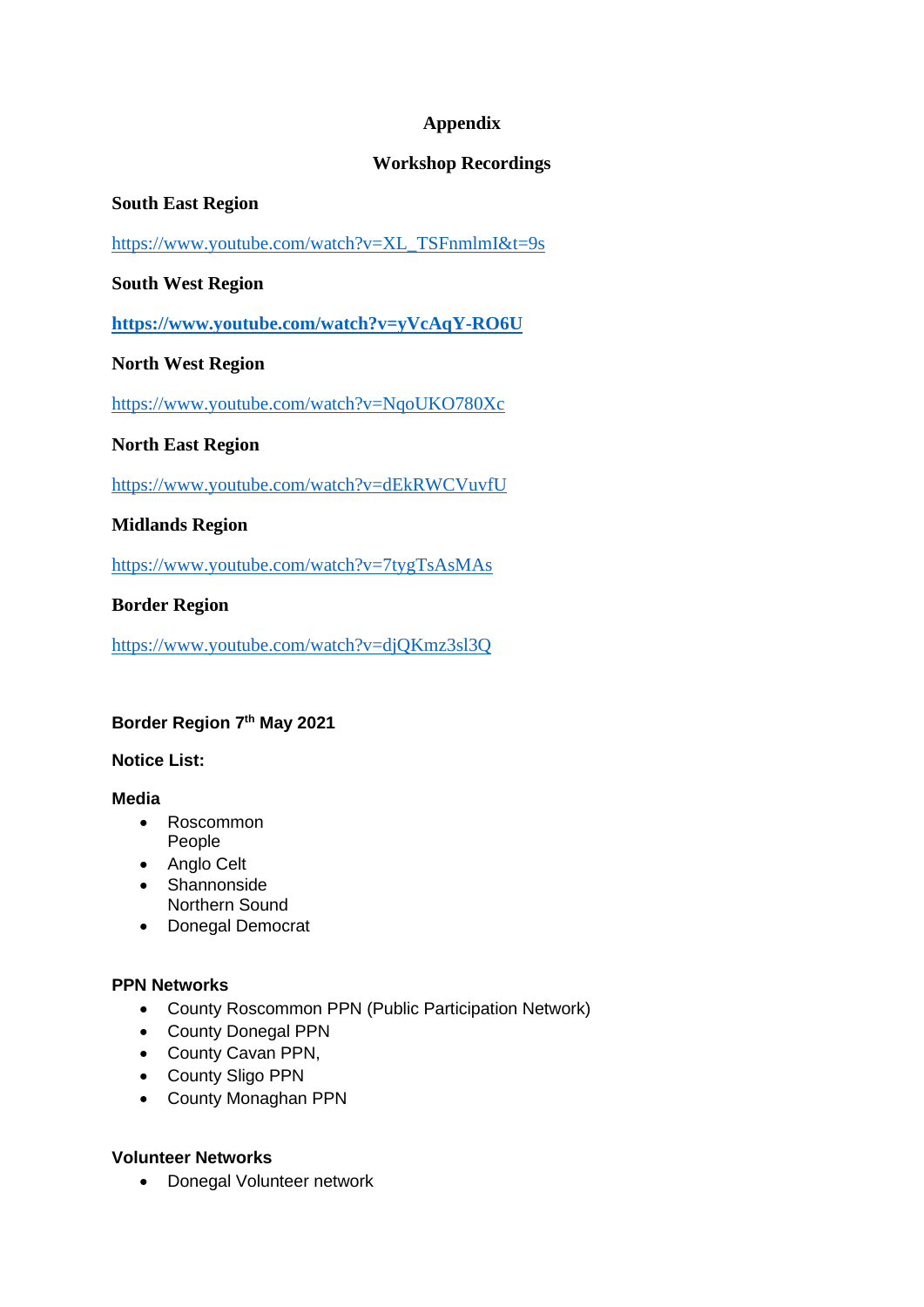# Appendix

## Workshop Recordings

**South East Region**

https://www.youtube.com/watch?v=XL_TSFnmlmI&t=9s

**South West Region**

**https://www.youtube.com/watch?v=yVcAqY-RO6U**

**North West Region**

https://www.youtube.com/watch?v=NqoUKO780Xc

**North East Region**

https://www.youtube.com/watch?v=dEkRWCVuvfU

**Midlands Region**

https://www.youtube.com/watch?v=7tygTsAsMAs

**Border Region**

https://www.youtube.com/watch?v=djQKmz3sl3Q

**Border Region 7th May 2021**

**Notice List:**

**Media**

- Roscommon People
- Anglo Celt
- Shannonside Northern Sound
- Donegal Democrat

**PPN Networks**

- County Roscommon PPN (Public Participation Network)
- County Donegal PPN
- County Cavan PPN,
- County Sligo PPN
- County Monaghan PPN

**Volunteer Networks**

- Donegal Volunteer network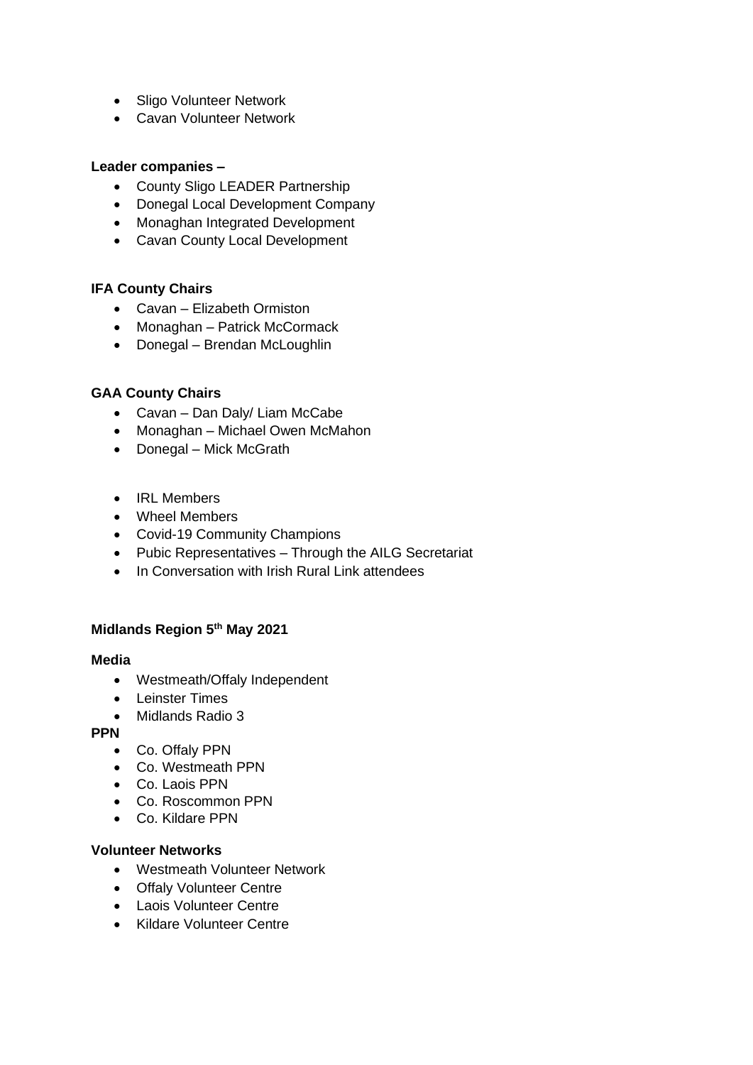- Sligo Volunteer Network
- Cavan Volunteer Network

**Leader companies –**

- County Sligo LEADER Partnership
- Donegal Local Development Company
- Monaghan Integrated Development
- Cavan County Local Development

**IFA County Chairs**

- Cavan – Elizabeth Ormiston
- Monaghan – Patrick McCormack
- Donegal – Brendan McLoughlin

**GAA County Chairs**

- Cavan – Dan Daly/ Liam McCabe
- Monaghan – Michael Owen McMahon
- Donegal – Mick McGrath

- IRL Members
- Wheel Members
- Covid-19 Community Champions
- Pubic Representatives – Through the AILG Secretariat
- In Conversation with Irish Rural Link attendees

**Midlands Region 5th May 2021**

**Media**

- Westmeath/Offaly Independent
- Leinster Times
- Midlands Radio 3

**PPN**

- Co. Offaly PPN
- Co. Westmeath PPN
- Co. Laois PPN
- Co. Roscommon PPN
- Co. Kildare PPN

**Volunteer Networks**

- Westmeath Volunteer Network
- Offaly Volunteer Centre
- Laois Volunteer Centre
- Kildare Volunteer Centre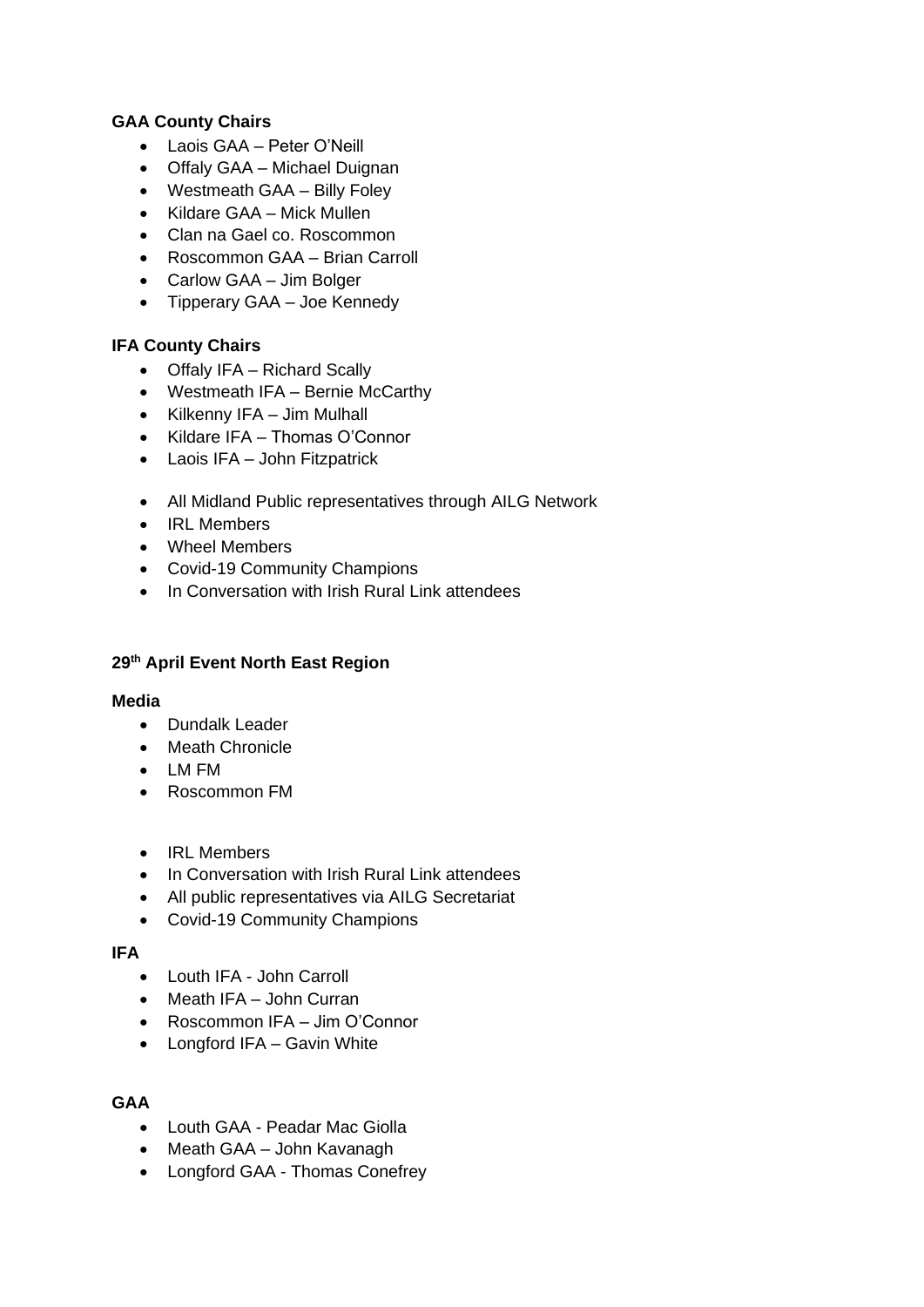**GAA County Chairs**

- Laois GAA – Peter O'Neill
- Offaly GAA – Michael Duignan
- Westmeath GAA – Billy Foley
- Kildare GAA – Mick Mullen
- Clan na Gael co. Roscommon
- Roscommon GAA – Brian Carroll
- Carlow GAA – Jim Bolger
- Tipperary GAA – Joe Kennedy

**IFA County Chairs**

- Offaly IFA – Richard Scally
- Westmeath IFA – Bernie McCarthy
- Kilkenny IFA – Jim Mulhall
- Kildare IFA – Thomas O'Connor
- Laois IFA – John Fitzpatrick

- All Midland Public representatives through AILG Network
- IRL Members
- Wheel Members
- Covid-19 Community Champions
- In Conversation with Irish Rural Link attendees

**29th April Event North East Region**

**Media**

- Dundalk Leader
- Meath Chronicle
- LM FM
- Roscommon FM

- IRL Members
- In Conversation with Irish Rural Link attendees
- All public representatives via AILG Secretariat
- Covid-19 Community Champions

**IFA**

- Louth IFA - John Carroll
- Meath IFA – John Curran
- Roscommon IFA – Jim O'Connor
- Longford IFA – Gavin White

**GAA**

- Louth GAA - Peadar Mac Giolla
- Meath GAA – John Kavanagh
- Longford GAA - Thomas Conefrey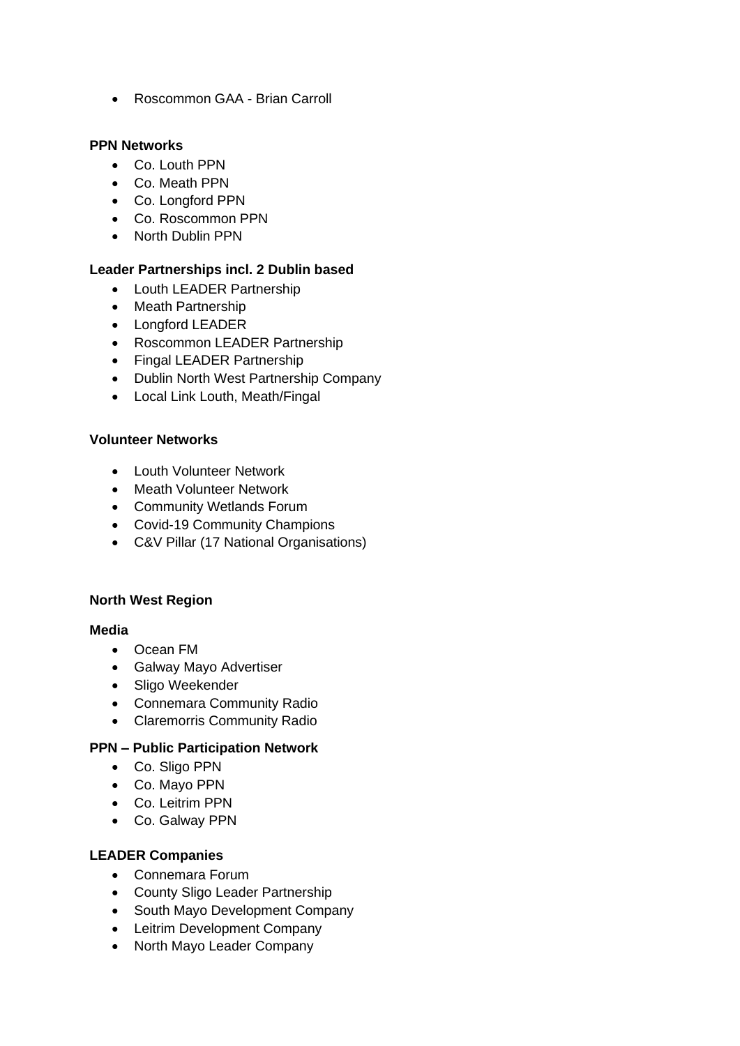- Roscommon GAA - Brian Carroll

**PPN Networks**

- Co. Louth PPN
- Co. Meath PPN
- Co. Longford PPN
- Co. Roscommon PPN
- North Dublin PPN

**Leader Partnerships incl. 2 Dublin based**

- Louth LEADER Partnership
- Meath Partnership
- Longford LEADER
- Roscommon LEADER Partnership
- Fingal LEADER Partnership
- Dublin North West Partnership Company
- Local Link Louth, Meath/Fingal

**Volunteer Networks**

- Louth Volunteer Network
- Meath Volunteer Network
- Community Wetlands Forum
- Covid-19 Community Champions
- C&V Pillar (17 National Organisations)

**North West Region**

**Media**

- Ocean FM
- Galway Mayo Advertiser
- Sligo Weekender
- Connemara Community Radio
- Claremorris Community Radio

**PPN – Public Participation Network**

- Co. Sligo PPN
- Co. Mayo PPN
- Co. Leitrim PPN
- Co. Galway PPN

**LEADER Companies**

- Connemara Forum
- County Sligo Leader Partnership
- South Mayo Development Company
- Leitrim Development Company
- North Mayo Leader Company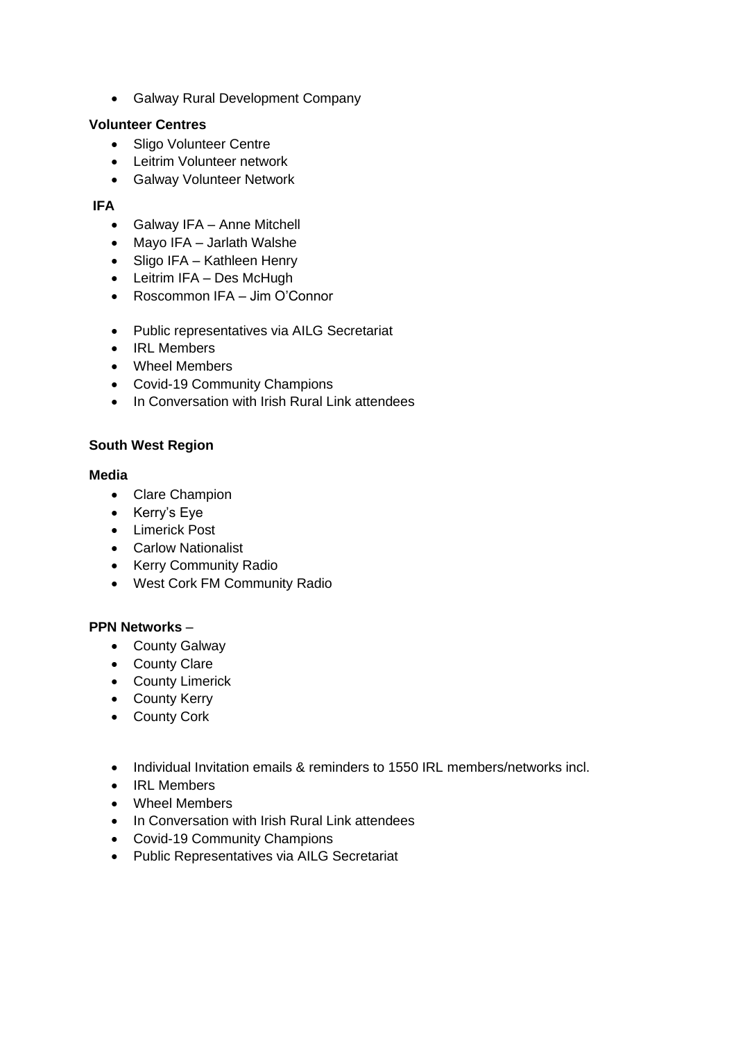- Galway Rural Development Company

**Volunteer Centres**

- Sligo Volunteer Centre
- Leitrim Volunteer network
- Galway Volunteer Network

**IFA**

- Galway IFA – Anne Mitchell
- Mayo IFA – Jarlath Walshe
- Sligo IFA – Kathleen Henry
- Leitrim IFA – Des McHugh
- Roscommon IFA – Jim O'Connor

- Public representatives via AILG Secretariat
- IRL Members
- Wheel Members
- Covid-19 Community Champions
- In Conversation with Irish Rural Link attendees

**South West Region**

**Media**

- Clare Champion
- Kerry's Eye
- Limerick Post
- Carlow Nationalist
- Kerry Community Radio
- West Cork FM Community Radio

**PPN Networks** –

- County Galway
- County Clare
- County Limerick
- County Kerry
- County Cork

- Individual Invitation emails & reminders to 1550 IRL members/networks incl.
- IRL Members
- Wheel Members
- In Conversation with Irish Rural Link attendees
- Covid-19 Community Champions
- Public Representatives via AILG Secretariat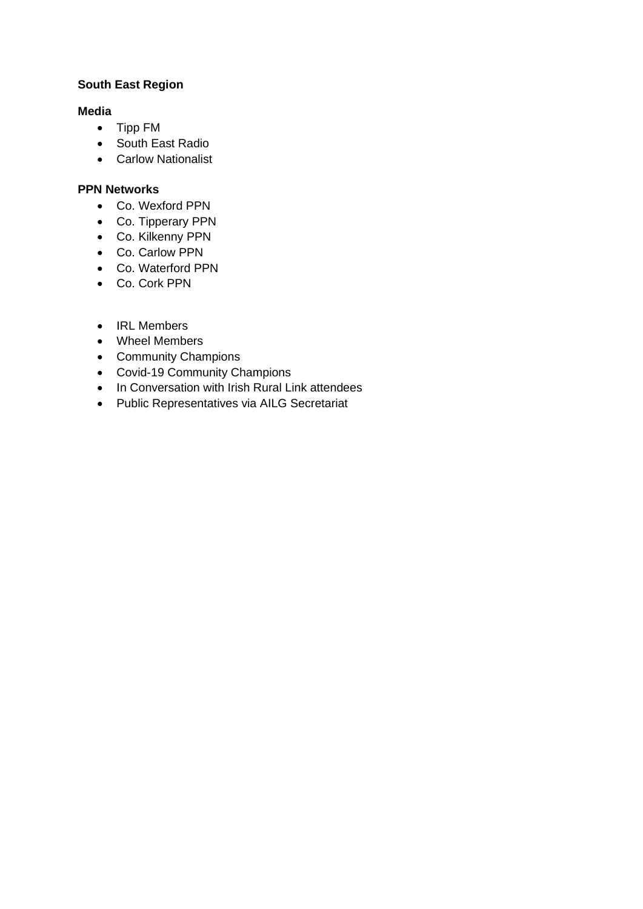**South East Region**

**Media**

- Tipp FM
- South East Radio
- Carlow Nationalist

**PPN Networks**

- Co. Wexford PPN
- Co. Tipperary PPN
- Co. Kilkenny PPN
- Co. Carlow PPN
- Co. Waterford PPN
- Co. Cork PPN

- IRL Members
- Wheel Members
- Community Champions
- Covid-19 Community Champions
- In Conversation with Irish Rural Link attendees
- Public Representatives via AILG Secretariat